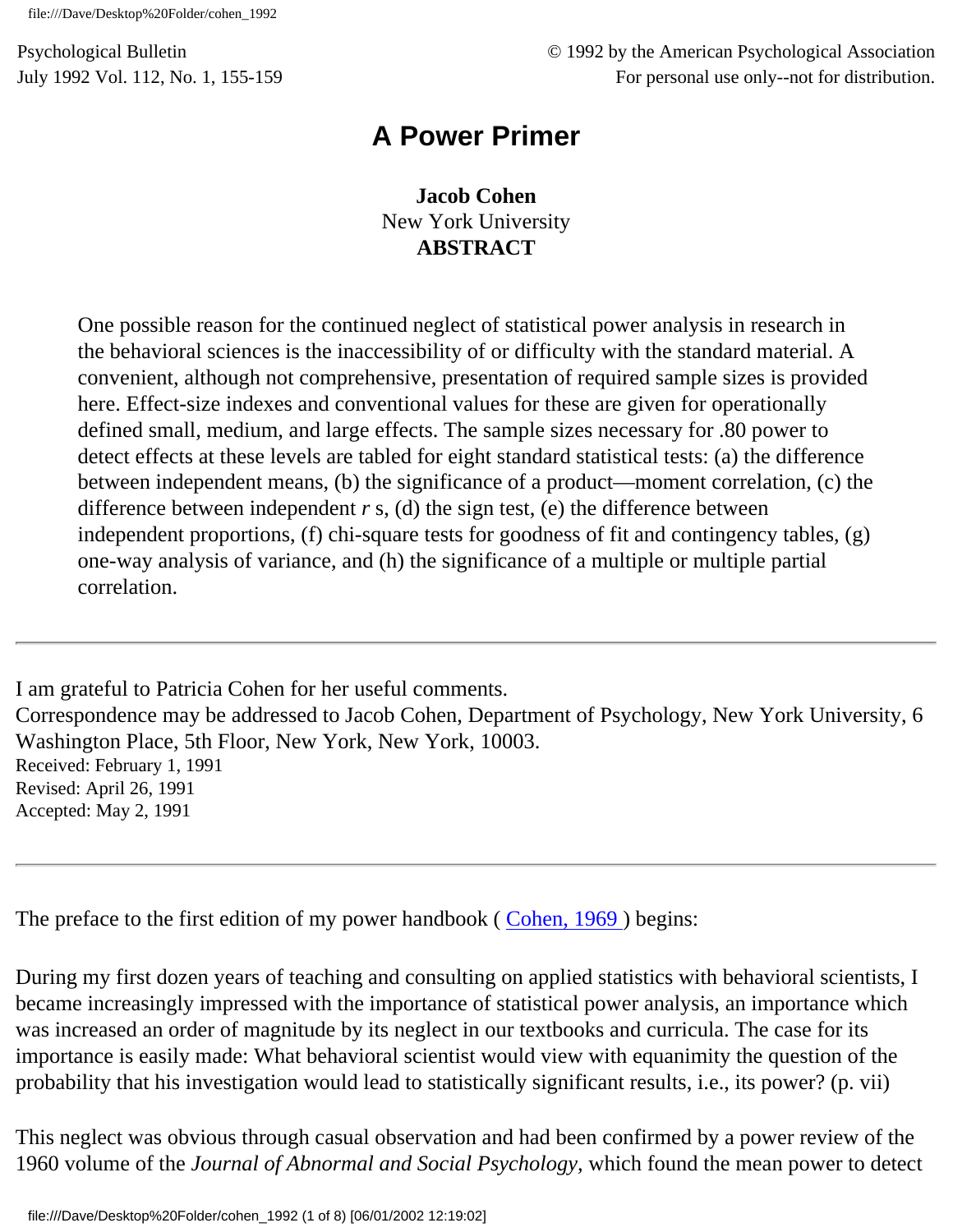# A Power Primer

**Jacob Cohen**
New York University

**ABSTRACT**

One possible reason for the continued neglect of statistical power analysis in research in the behavioral sciences is the inaccessibility of or difficulty with the standard material. A convenient, although not comprehensive, presentation of required sample sizes is provided here. Effect-size indexes and conventional values for these are given for operationally defined small, medium, and large effects. The sample sizes necessary for .80 power to detect effects at these levels are tabled for eight standard statistical tests: (a) the difference between independent means, (b) the significance of a product—moment correlation, (c) the difference between independent *r* s, (d) the sign test, (e) the difference between independent proportions, (f) chi-square tests for goodness of fit and contingency tables, (g) one-way analysis of variance, and (h) the significance of a multiple or multiple partial correlation.

---

I am grateful to Patricia Cohen for her useful comments.
Correspondence may be addressed to Jacob Cohen, Department of Psychology, New York University, 6 Washington Place, 5th Floor, New York, New York, 10003.
Received: February 1, 1991
Revised: April 26, 1991
Accepted: May 2, 1991

---

The preface to the first edition of my power handbook ( Cohen, 1969 ) begins:

During my first dozen years of teaching and consulting on applied statistics with behavioral scientists, I became increasingly impressed with the importance of statistical power analysis, an importance which was increased an order of magnitude by its neglect in our textbooks and curricula. The case for its importance is easily made: What behavioral scientist would view with equanimity the question of the probability that his investigation would lead to statistically significant results, i.e., its power? (p. vii)

This neglect was obvious through casual observation and had been confirmed by a power review of the 1960 volume of the *Journal of Abnormal and Social Psychology,* which found the mean power to detect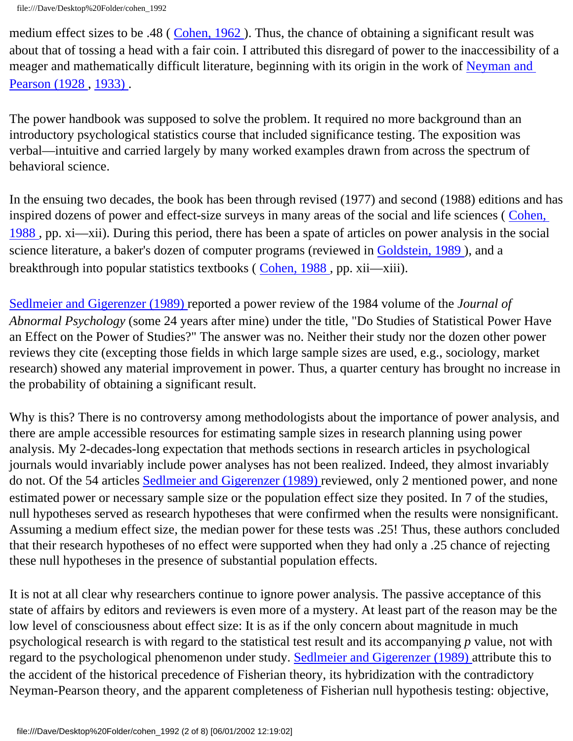medium effect sizes to be .48 ( Cohen, 1962 ). Thus, the chance of obtaining a significant result was about that of tossing a head with a fair coin. I attributed this disregard of power to the inaccessibility of a meager and mathematically difficult literature, beginning with its origin in the work of Neyman and Pearson (1928 , 1933) .

The power handbook was supposed to solve the problem. It required no more background than an introductory psychological statistics course that included significance testing. The exposition was verbal—intuitive and carried largely by many worked examples drawn from across the spectrum of behavioral science.

In the ensuing two decades, the book has been through revised (1977) and second (1988) editions and has inspired dozens of power and effect-size surveys in many areas of the social and life sciences ( Cohen, 1988 , pp. xi—xii). During this period, there has been a spate of articles on power analysis in the social science literature, a baker's dozen of computer programs (reviewed in Goldstein, 1989 ), and a breakthrough into popular statistics textbooks ( Cohen, 1988 , pp. xii—xiii).

Sedlmeier and Gigerenzer (1989) reported a power review of the 1984 volume of the *Journal of Abnormal Psychology* (some 24 years after mine) under the title, "Do Studies of Statistical Power Have an Effect on the Power of Studies?" The answer was no. Neither their study nor the dozen other power reviews they cite (excepting those fields in which large sample sizes are used, e.g., sociology, market research) showed any material improvement in power. Thus, a quarter century has brought no increase in the probability of obtaining a significant result.

Why is this? There is no controversy among methodologists about the importance of power analysis, and there are ample accessible resources for estimating sample sizes in research planning using power analysis. My 2-decades-long expectation that methods sections in research articles in psychological journals would invariably include power analyses has not been realized. Indeed, they almost invariably do not. Of the 54 articles Sedlmeier and Gigerenzer (1989) reviewed, only 2 mentioned power, and none estimated power or necessary sample size or the population effect size they posited. In 7 of the studies, null hypotheses served as research hypotheses that were confirmed when the results were nonsignificant. Assuming a medium effect size, the median power for these tests was .25! Thus, these authors concluded that their research hypotheses of no effect were supported when they had only a .25 chance of rejecting these null hypotheses in the presence of substantial population effects.

It is not at all clear why researchers continue to ignore power analysis. The passive acceptance of this state of affairs by editors and reviewers is even more of a mystery. At least part of the reason may be the low level of consciousness about effect size: It is as if the only concern about magnitude in much psychological research is with regard to the statistical test result and its accompanying $p$ value, not with regard to the psychological phenomenon under study. Sedlmeier and Gigerenzer (1989) attribute this to the accident of the historical precedence of Fisherian theory, its hybridization with the contradictory Neyman-Pearson theory, and the apparent completeness of Fisherian null hypothesis testing: objective,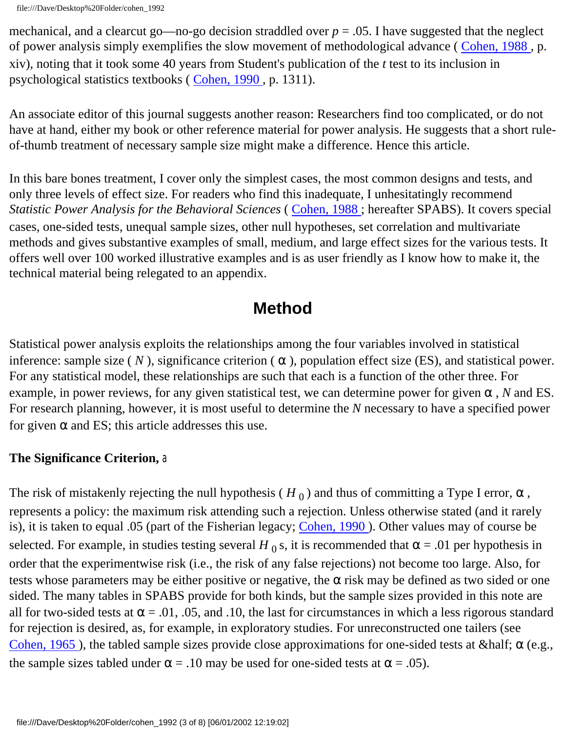mechanical, and a clearcut go—no-go decision straddled over $p = .05$. I have suggested that the neglect of power analysis simply exemplifies the slow movement of methodological advance ( Cohen, 1988 , p. xiv), noting that it took some 40 years from Student's publication of the *t* test to its inclusion in psychological statistics textbooks ( Cohen, 1990 , p. 1311).

An associate editor of this journal suggests another reason: Researchers find too complicated, or do not have at hand, either my book or other reference material for power analysis. He suggests that a short rule-of-thumb treatment of necessary sample size might make a difference. Hence this article.

In this bare bones treatment, I cover only the simplest cases, the most common designs and tests, and only three levels of effect size. For readers who find this inadequate, I unhesitatingly recommend *Statistic Power Analysis for the Behavioral Sciences* ( Cohen, 1988 ; hereafter SPABS). It covers special cases, one-sided tests, unequal sample sizes, other null hypotheses, set correlation and multivariate methods and gives substantive examples of small, medium, and large effect sizes for the various tests. It offers well over 100 worked illustrative examples and is as user friendly as I know how to make it, the technical material being relegated to an appendix.

## Method

Statistical power analysis exploits the relationships among the four variables involved in statistical inference: sample size ( $N$ ), significance criterion ( $\alpha$ ), population effect size (ES), and statistical power. For any statistical model, these relationships are such that each is a function of the other three. For example, in power reviews, for any given statistical test, we can determine power for given $\alpha$ , $N$ and ES. For research planning, however, it is most useful to determine the $N$ necessary to have a specified power for given $\alpha$ and ES; this article addresses this use.

### The Significance Criterion, $\alpha$

The risk of mistakenly rejecting the null hypothesis ( $H_0$ ) and thus of committing a Type I error, $\alpha$ , represents a policy: the maximum risk attending such a rejection. Unless otherwise stated (and it rarely is), it is taken to equal .05 (part of the Fisherian legacy; Cohen, 1990 ). Other values may of course be selected. For example, in studies testing several $H_0$ s, it is recommended that $\alpha = .01$ per hypothesis in order that the experimentwise risk (i.e., the risk of any false rejections) not become too large. Also, for tests whose parameters may be either positive or negative, the $\alpha$ risk may be defined as two sided or one sided. The many tables in SPABS provide for both kinds, but the sample sizes provided in this note are all for two-sided tests at $\alpha = .01$, .05, and .10, the last for circumstances in which a less rigorous standard for rejection is desired, as, for example, in exploratory studies. For unreconstructed one tailers (see Cohen, 1965 ), the tabled sample sizes provide close approximations for one-sided tests at &half; $\alpha$ (e.g., the sample sizes tabled under $\alpha = .10$ may be used for one-sided tests at $\alpha = .05$).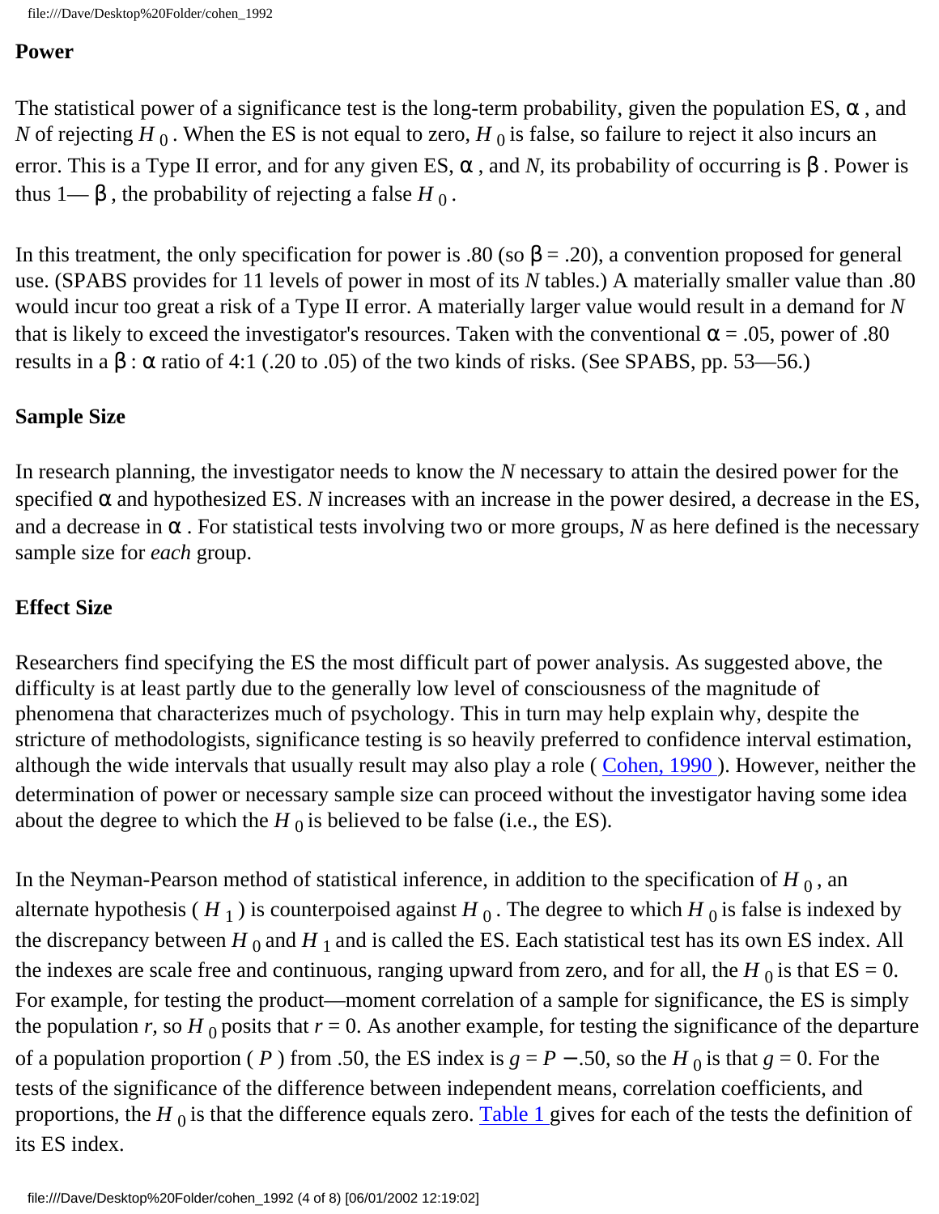**Power**

The statistical power of a significance test is the long-term probability, given the population ES, $\alpha$, and $N$ of rejecting $H_0$. When the ES is not equal to zero, $H_0$ is false, so failure to reject it also incurs an error. This is a Type II error, and for any given ES, $\alpha$, and $N$, its probability of occurring is $\beta$. Power is thus 1— $\beta$, the probability of rejecting a false $H_0$.

In this treatment, the only specification for power is .80 (so $\beta = .20$), a convention proposed for general use. (SPABS provides for 11 levels of power in most of its $N$ tables.) A materially smaller value than .80 would incur too great a risk of a Type II error. A materially larger value would result in a demand for $N$ that is likely to exceed the investigator's resources. Taken with the conventional $\alpha = .05$, power of .80 results in a $\beta : \alpha$ ratio of 4:1 (.20 to .05) of the two kinds of risks. (See SPABS, pp. 53—56.)

**Sample Size**

In research planning, the investigator needs to know the $N$ necessary to attain the desired power for the specified $\alpha$ and hypothesized ES. $N$ increases with an increase in the power desired, a decrease in the ES, and a decrease in $\alpha$. For statistical tests involving two or more groups, $N$ as here defined is the necessary sample size for *each* group.

**Effect Size**

Researchers find specifying the ES the most difficult part of power analysis. As suggested above, the difficulty is at least partly due to the generally low level of consciousness of the magnitude of phenomena that characterizes much of psychology. This in turn may help explain why, despite the stricture of methodologists, significance testing is so heavily preferred to confidence interval estimation, although the wide intervals that usually result may also play a role ( Cohen, 1990 ). However, neither the determination of power or necessary sample size can proceed without the investigator having some idea about the degree to which the $H_0$ is believed to be false (i.e., the ES).

In the Neyman-Pearson method of statistical inference, in addition to the specification of $H_0$, an alternate hypothesis ( $H_1$ ) is counterpoised against $H_0$. The degree to which $H_0$ is false is indexed by the discrepancy between $H_0$ and $H_1$ and is called the ES. Each statistical test has its own ES index. All the indexes are scale free and continuous, ranging upward from zero, and for all, the $H_0$ is that ES = 0. For example, for testing the product—moment correlation of a sample for significance, the ES is simply the population $r$, so $H_0$ posits that $r = 0$. As another example, for testing the significance of the departure of a population proportion ( $P$ ) from .50, the ES index is $g = P - .50$, so the $H_0$ is that $g = 0$. For the tests of the significance of the difference between independent means, correlation coefficients, and proportions, the $H_0$ is that the difference equals zero. Table 1 gives for each of the tests the definition of its ES index.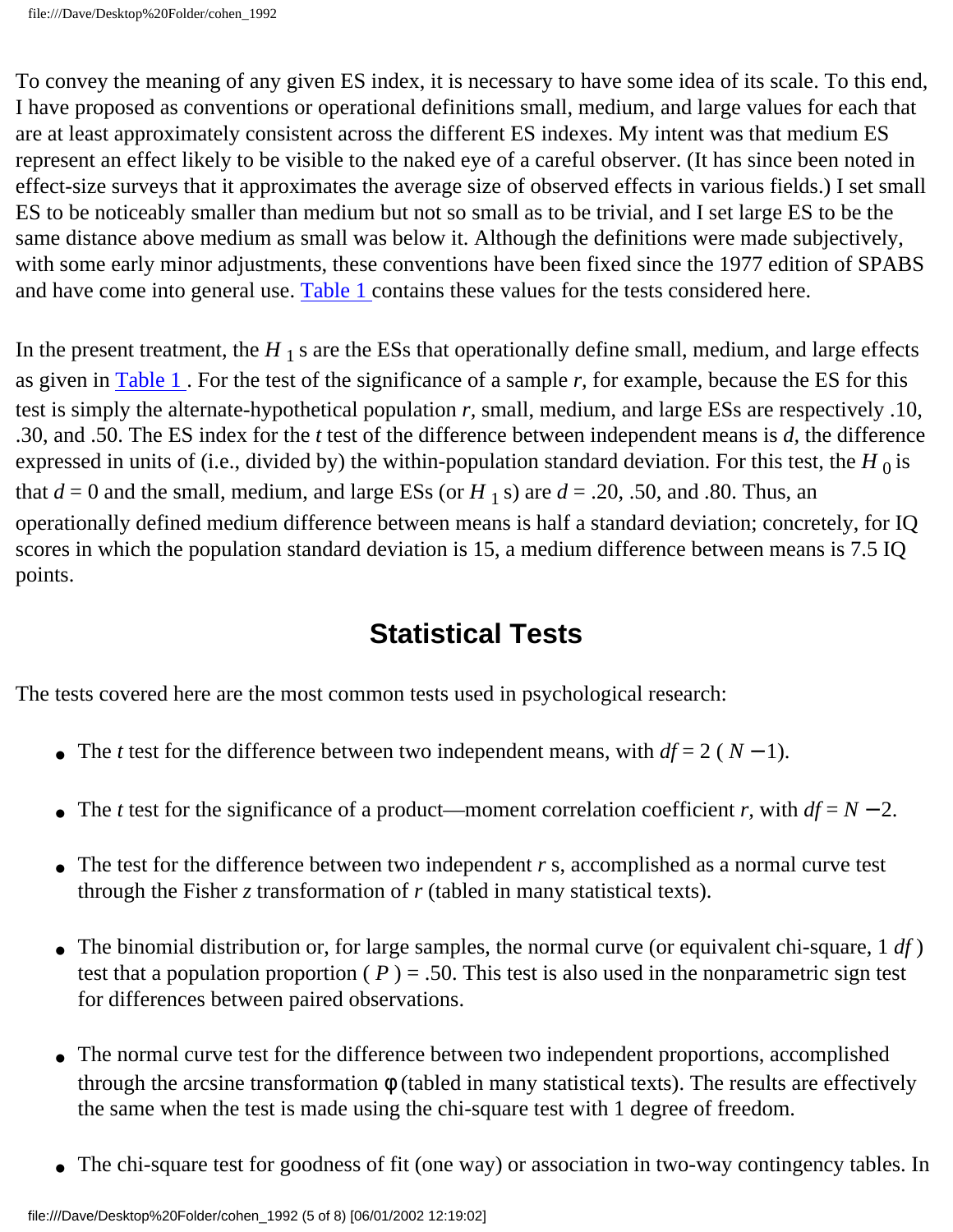To convey the meaning of any given ES index, it is necessary to have some idea of its scale. To this end, I have proposed as conventions or operational definitions small, medium, and large values for each that are at least approximately consistent across the different ES indexes. My intent was that medium ES represent an effect likely to be visible to the naked eye of a careful observer. (It has since been noted in effect-size surveys that it approximates the average size of observed effects in various fields.) I set small ES to be noticeably smaller than medium but not so small as to be trivial, and I set large ES to be the same distance above medium as small was below it. Although the definitions were made subjectively, with some early minor adjustments, these conventions have been fixed since the 1977 edition of SPABS and have come into general use. Table 1 contains these values for the tests considered here.

In the present treatment, the $H_1$ s are the ESs that operationally define small, medium, and large effects as given in Table 1 . For the test of the significance of a sample *r*, for example, because the ES for this test is simply the alternate-hypothetical population *r*, small, medium, and large ESs are respectively .10, .30, and .50. The ES index for the *t* test of the difference between independent means is *d*, the difference expressed in units of (i.e., divided by) the within-population standard deviation. For this test, the $H_0$ is that $d = 0$ and the small, medium, and large ESs (or $H_1$ s) are $d = .20$, .50, and .80. Thus, an operationally defined medium difference between means is half a standard deviation; concretely, for IQ scores in which the population standard deviation is 15, a medium difference between means is 7.5 IQ points.

## Statistical Tests

The tests covered here are the most common tests used in psychological research:

- The *t* test for the difference between two independent means, with $df = 2(N - 1)$.
- The *t* test for the significance of a product—moment correlation coefficient *r*, with $df = N - 2$.
- The test for the difference between two independent *r* s, accomplished as a normal curve test through the Fisher *z* transformation of *r* (tabled in many statistical texts).
- The binomial distribution or, for large samples, the normal curve (or equivalent chi-square, 1 *df* ) test that a population proportion ( $P$ ) = .50. This test is also used in the nonparametric sign test for differences between paired observations.
- The normal curve test for the difference between two independent proportions, accomplished through the arcsine transformation $\phi$ (tabled in many statistical texts). The results are effectively the same when the test is made using the chi-square test with 1 degree of freedom.
- The chi-square test for goodness of fit (one way) or association in two-way contingency tables. In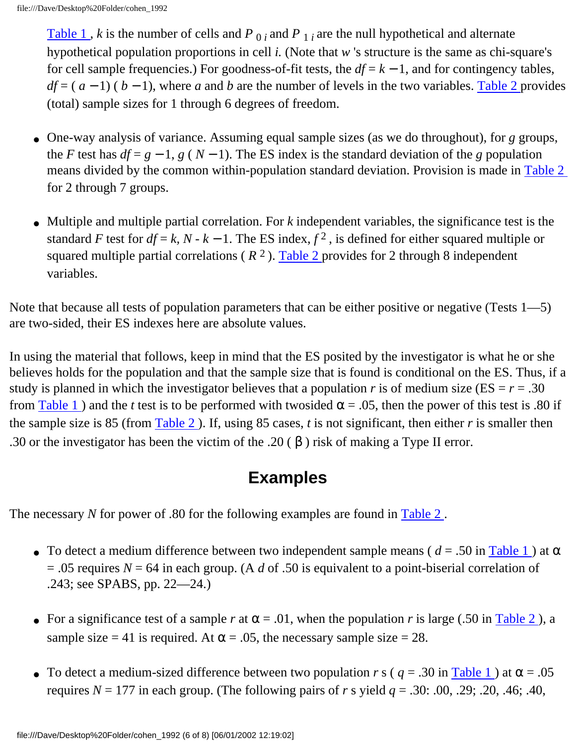Table 1, $k$ is the number of cells and $P_{0i}$ and $P_{1i}$ are the null hypothetical and alternate hypothetical population proportions in cell $i$. (Note that $w$'s structure is the same as chi-square's for cell sample frequencies.) For goodness-of-fit tests, the $df = k - 1$, and for contingency tables, $df = (a - 1)(b - 1)$, where $a$ and $b$ are the number of levels in the two variables. Table 2 provides (total) sample sizes for 1 through 6 degrees of freedom.

- One-way analysis of variance. Assuming equal sample sizes (as we do throughout), for $g$ groups, the $F$ test has $df = g - 1, g(N - 1)$. The ES index is the standard deviation of the $g$ population means divided by the common within-population standard deviation. Provision is made in Table 2 for 2 through 7 groups.

- Multiple and multiple partial correlation. For $k$ independent variables, the significance test is the standard $F$ test for $df = k, N - k - 1$. The ES index, $f^2$, is defined for either squared multiple or squared multiple partial correlations ($R^2$). Table 2 provides for 2 through 8 independent variables.

Note that because all tests of population parameters that can be either positive or negative (Tests 1—5) are two-sided, their ES indexes here are absolute values.

In using the material that follows, keep in mind that the ES posited by the investigator is what he or she believes holds for the population and that the sample size that is found is conditional on the ES. Thus, if a study is planned in which the investigator believes that a population $r$ is of medium size (ES = $r$ = .30 from Table 1) and the $t$ test is to be performed with twosided $\alpha = .05$, then the power of this test is .80 if the sample size is 85 (from Table 2). If, using 85 cases, $t$ is not significant, then either $r$ is smaller then .30 or the investigator has been the victim of the .20 ($\beta$) risk of making a Type II error.

## Examples

The necessary $N$ for power of .80 for the following examples are found in Table 2.

- To detect a medium difference between two independent sample means ($d$ = .50 in Table 1) at $\alpha = .05$ requires $N$ = 64 in each group. (A $d$ of .50 is equivalent to a point-biserial correlation of .243; see SPABS, pp. 22—24.)

- For a significance test of a sample $r$ at $\alpha = .01$, when the population $r$ is large (.50 in Table 2), a sample size = 41 is required. At $\alpha = .05$, the necessary sample size = 28.

- To detect a medium-sized difference between two population $r$s ($q$ = .30 in Table 1) at $\alpha = .05$ requires $N$ = 177 in each group. (The following pairs of $r$s yield $q$ = .30: .00, .29; .20, .46; .40,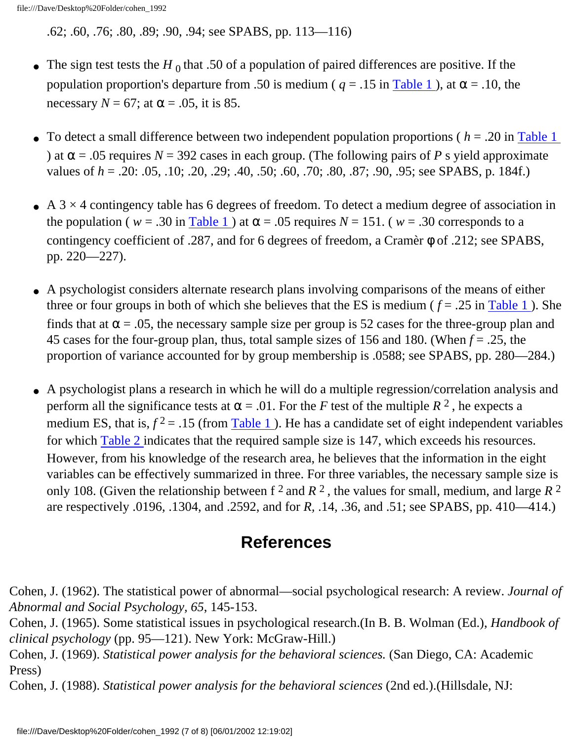.62; .60, .76; .80, .89; .90, .94; see SPABS, pp. 113—116)

- The sign test tests the $H_0$ that .50 of a population of paired differences are positive. If the population proportion's departure from .50 is medium ( $q$ = .15 in Table 1 ), at α = .10, the necessary $N$ = 67; at α = .05, it is 85.

- To detect a small difference between two independent population proportions ( $h$ = .20 in Table 1 ) at α = .05 requires $N$ = 392 cases in each group. (The following pairs of $P$ s yield approximate values of $h$ = .20: .05, .10; .20, .29; .40, .50; .60, .70; .80, .87; .90, .95; see SPABS, p. 184f.)

- A 3 × 4 contingency table has 6 degrees of freedom. To detect a medium degree of association in the population ( $w$ = .30 in Table 1 ) at α = .05 requires $N$ = 151. ( $w$ = .30 corresponds to a contingency coefficient of .287, and for 6 degrees of freedom, a Cramèr φ of .212; see SPABS, pp. 220—227).

- A psychologist considers alternate research plans involving comparisons of the means of either three or four groups in both of which she believes that the ES is medium ( $f$ = .25 in Table 1 ). She finds that at α = .05, the necessary sample size per group is 52 cases for the three-group plan and 45 cases for the four-group plan, thus, total sample sizes of 156 and 180. (When $f$ = .25, the proportion of variance accounted for by group membership is .0588; see SPABS, pp. 280—284.)

- A psychologist plans a research in which he will do a multiple regression/correlation analysis and perform all the significance tests at α = .01. For the $F$ test of the multiple $R^2$ , he expects a medium ES, that is, $f^2$ = .15 (from Table 1 ). He has a candidate set of eight independent variables for which Table 2 indicates that the required sample size is 147, which exceeds his resources. However, from his knowledge of the research area, he believes that the information in the eight variables can be effectively summarized in three. For three variables, the necessary sample size is only 108. (Given the relationship between $f^2$ and $R^2$ , the values for small, medium, and large $R^2$ are respectively .0196, .1304, and .2592, and for $R$, .14, .36, and .51; see SPABS, pp. 410—414.)

## References

Cohen, J. (1962). The statistical power of abnormal—social psychological research: A review. *Journal of Abnormal and Social Psychology, 65,* 145-153.
Cohen, J. (1965). Some statistical issues in psychological research.(In B. B. Wolman (Ed.), *Handbook of clinical psychology* (pp. 95—121). New York: McGraw-Hill.)
Cohen, J. (1969). *Statistical power analysis for the behavioral sciences.* (San Diego, CA: Academic Press)
Cohen, J. (1988). *Statistical power analysis for the behavioral sciences* (2nd ed.).(Hillsdale, NJ: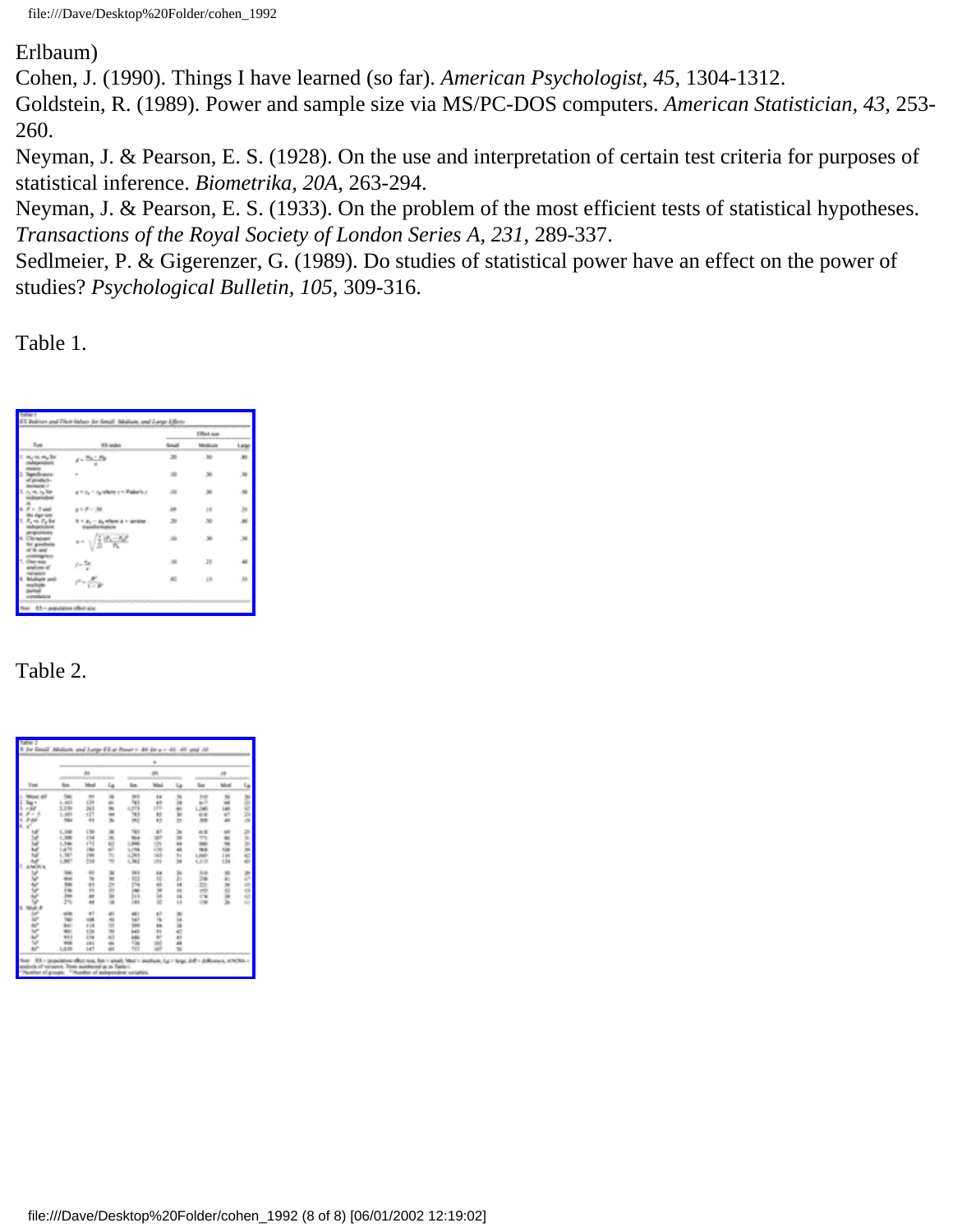Erlbaum)

Cohen, J. (1990). Things I have learned (so far). *American Psychologist, 45*, 1304-1312.

Goldstein, R. (1989). Power and sample size via MS/PC-DOS computers. *American Statistician, 43*, 253-260.

Neyman, J. & Pearson, E. S. (1928). On the use and interpretation of certain test criteria for purposes of statistical inference. *Biometrika, 20A*, 263-294.

Neyman, J. & Pearson, E. S. (1933). On the problem of the most efficient tests of statistical hypotheses. *Transactions of the Royal Society of London Series A, 231*, 289-337.

Sedlmeier, P. & Gigerenzer, G. (1989). Do studies of statistical power have an effect on the power of studies? *Psychological Bulletin, 105*, 309-316.

Table 1.

Table 2.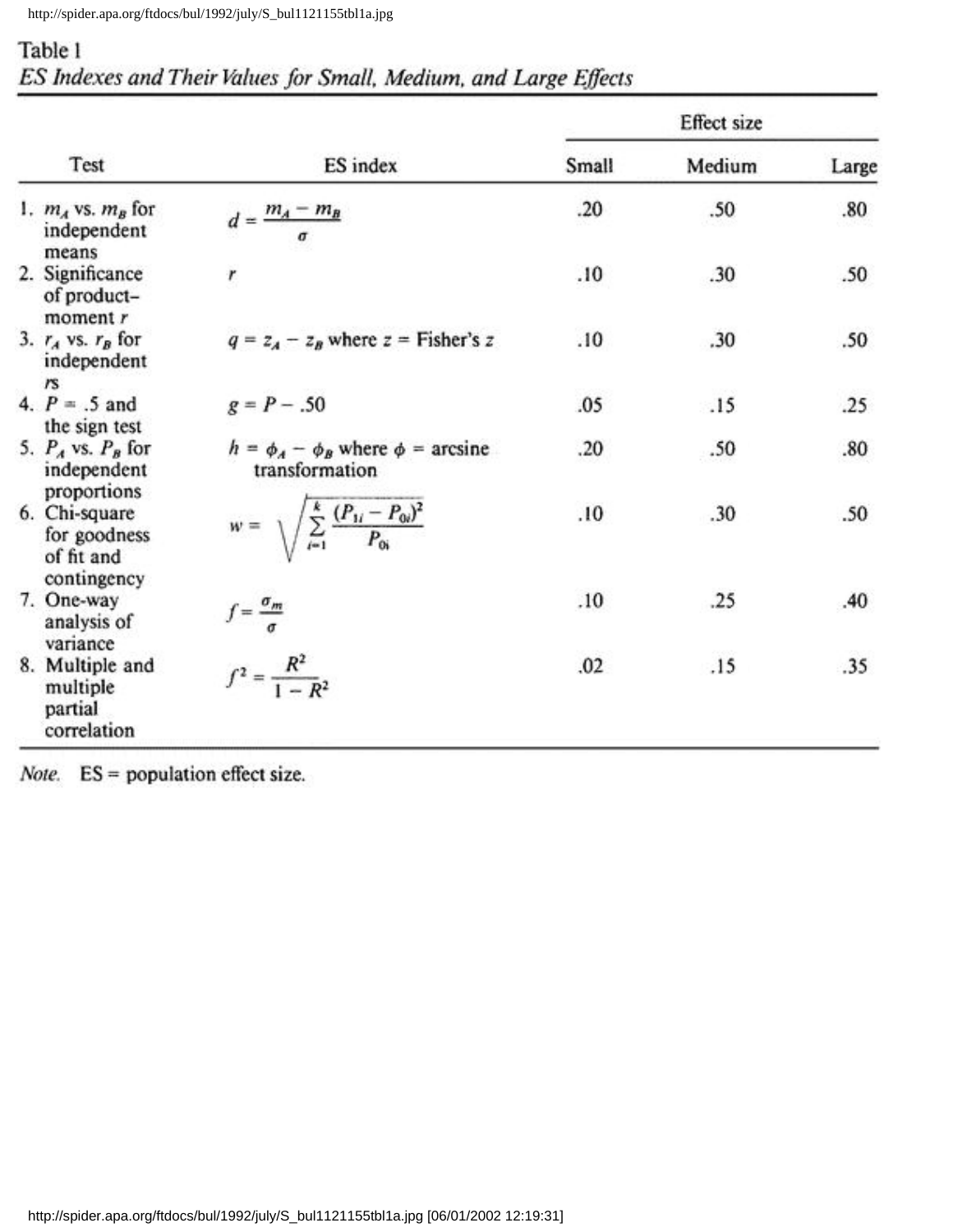Table 1

*ES Indexes and Their Values for Small, Medium, and Large Effects*

| Test | ES index | Effect size | | |
|---|---|---|---|---|
| | | Small | Medium | Large |
| 1. $m_A$ vs. $m_B$ for independent means | $d = \frac{m_A - m_B}{\sigma}$ | .20 | .50 | .80 |
| 2. Significance of product–moment $r$ | $r$ | .10 | .30 | .50 |
| 3. $r_A$ vs. $r_B$ for independent $r$s | $q = z_A - z_B$ where $z$ = Fisher's $z$ | .10 | .30 | .50 |
| 4. $P = .5$ and the sign test | $g = P - .50$ | .05 | .15 | .25 |
| 5. $P_A$ vs. $P_B$ for independent proportions | $h = \phi_A - \phi_B$ where $\phi$ = arcsine transformation | .20 | .50 | .80 |
| 6. Chi-square for goodness of fit and contingency | $w = \sqrt{\sum_{i=1}^{k} \frac{(P_{1i} - P_{0i})^2}{P_{0i}}}$ | .10 | .30 | .50 |
| 7. One-way analysis of variance | $f = \frac{\sigma_m}{\sigma}$ | .10 | .25 | .40 |
| 8. Multiple and multiple partial correlation | $f^2 = \frac{R^2}{1 - R^2}$ | .02 | .15 | .35 |

*Note.* ES = population effect size.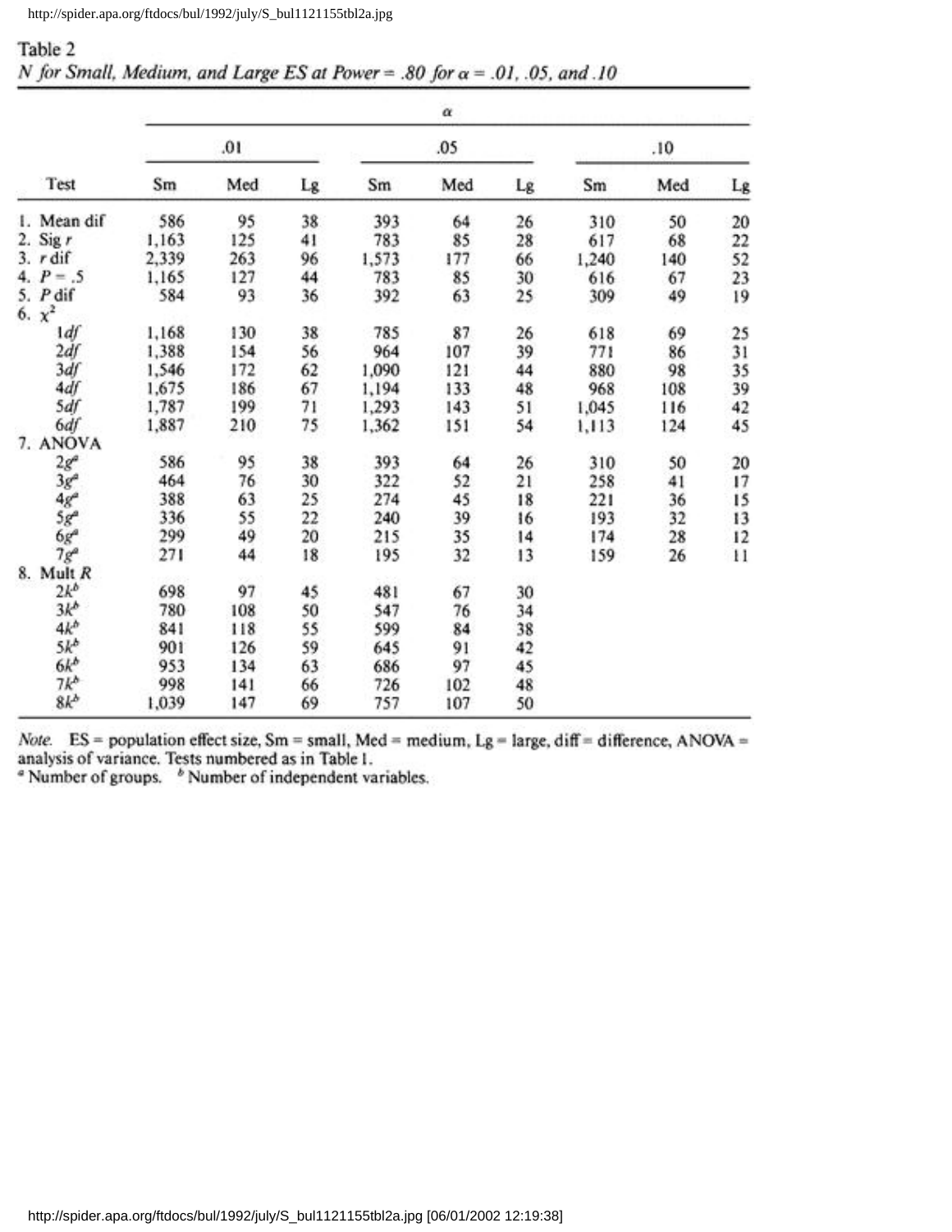Table 2

*N for Small, Medium, and Large ES at Power = .80 for α = .01, .05, and .10*

| | α | | | | | | | | |
|---|---|---|---|---|---|---|---|---|---|
| | .01 | | | .05 | | | .10 | | |
| Test | Sm | Med | Lg | Sm | Med | Lg | Sm | Med | Lg |
| 1. Mean dif | 586 | 95 | 38 | 393 | 64 | 26 | 310 | 50 | 20 |
| 2. Sig *r* | 1,163 | 125 | 41 | 783 | 85 | 28 | 617 | 68 | 22 |
| 3. *r* dif | 2,339 | 263 | 96 | 1,573 | 177 | 66 | 1,240 | 140 | 52 |
| 4. *P* = .5 | 1,165 | 127 | 44 | 783 | 85 | 30 | 616 | 67 | 23 |
| 5. *P* dif | 584 | 93 | 36 | 392 | 63 | 25 | 309 | 49 | 19 |
| 6. $\chi^2$ | | | | | | | | | |
| 1*df* | 1,168 | 130 | 38 | 785 | 87 | 26 | 618 | 69 | 25 |
| 2*df* | 1,388 | 154 | 56 | 964 | 107 | 39 | 771 | 86 | 31 |
| 3*df* | 1,546 | 172 | 62 | 1,090 | 121 | 44 | 880 | 98 | 35 |
| 4*df* | 1,675 | 186 | 67 | 1,194 | 133 | 48 | 968 | 108 | 39 |
| 5*df* | 1,787 | 199 | 71 | 1,293 | 143 | 51 | 1,045 | 116 | 42 |
| 6*df* | 1,887 | 210 | 75 | 1,362 | 151 | 54 | 1,113 | 124 | 45 |
| 7. ANOVA | | | | | | | | | |
| 2*g*[a] | 586 | 95 | 38 | 393 | 64 | 26 | 310 | 50 | 20 |
| 3*g*[a] | 464 | 76 | 30 | 322 | 52 | 21 | 258 | 41 | 17 |
| 4*g*[a] | 388 | 63 | 25 | 274 | 45 | 18 | 221 | 36 | 15 |
| 5*g*[a] | 336 | 55 | 22 | 240 | 39 | 16 | 193 | 32 | 13 |
| 6*g*[a] | 299 | 49 | 20 | 215 | 35 | 14 | 174 | 28 | 12 |
| 7*g*[a] | 271 | 44 | 18 | 195 | 32 | 13 | 159 | 26 | 11 |
| 8. Mult *R* | | | | | | | | | |
| 2*k*[b] | 698 | 97 | 45 | 481 | 67 | 30 | | | |
| 3*k*[b] | 780 | 108 | 50 | 547 | 76 | 34 | | | |
| 4*k*[b] | 841 | 118 | 55 | 599 | 84 | 38 | | | |
| 5*k*[b] | 901 | 126 | 59 | 645 | 91 | 42 | | | |
| 6*k*[b] | 953 | 134 | 63 | 686 | 97 | 45 | | | |
| 7*k*[b] | 998 | 141 | 66 | 726 | 102 | 48 | | | |
| 8*k*[b] | 1,039 | 147 | 69 | 757 | 107 | 50 | | | |

*Note.* ES = population effect size, Sm = small, Med = medium, Lg = large, diff = difference, ANOVA = analysis of variance. Tests numbered as in Table 1.
[a] Number of groups. [b] Number of independent variables.